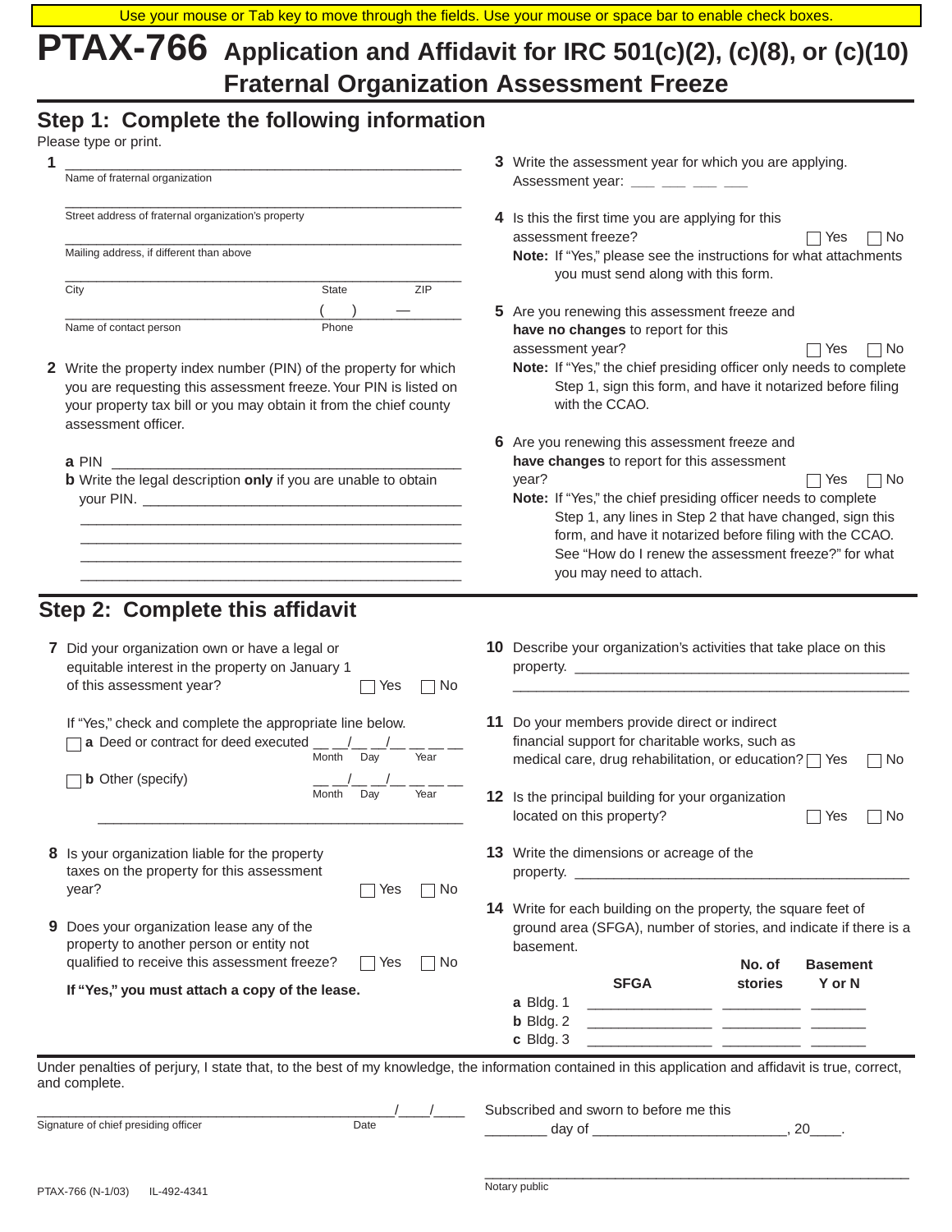Use your mouse or Tab key to move through the fields. Use your mouse or space bar to enable check boxes.

# PTAX-766 Application and Affidavit for IRC 501(c)(2), (c)(8), or (c)(10) Fraternal Organization Assessment Freeze

## Step 1: Complete the following information

Please type or print.

**1** ______________________________________________
Name of fraternal organization

______________________________________________
Street address of fraternal organization's property

______________________________________________
Mailing address, if different than above

______________________________________________
City State ZIP

______________________________________________ ( ) —
Name of contact person Phone

**2** Write the property index number (PIN) of the property for which you are requesting this assessment freeze. Your PIN is listed on your property tax bill or you may obtain it from the chief county assessment officer.

**a** PIN ______________________________________________

**b** Write the legal description **only** if you are unable to obtain your PIN. ______________________________________________

______________________________________________

______________________________________________

______________________________________________

______________________________________________

**3** Write the assessment year for which you are applying.
Assessment year: ___ ___ ___ ___

**4** Is this the first time you are applying for this assessment freeze? ☐ Yes ☐ No

**Note:** If "Yes," please see the instructions for what attachments you must send along with this form.

**5** Are you renewing this assessment freeze and **have no changes** to report for this assessment year? ☐ Yes ☐ No

**Note:** If "Yes," the chief presiding officer only needs to complete Step 1, sign this form, and have it notarized before filing with the CCAO.

**6** Are you renewing this assessment freeze and **have changes** to report for this assessment year? ☐ Yes ☐ No

**Note:** If "Yes," the chief presiding officer needs to complete Step 1, any lines in Step 2 that have changed, sign this form, and have it notarized before filing with the CCAO. See "How do I renew the assessment freeze?" for what you may need to attach.

## Step 2: Complete this affidavit

**7** Did your organization own or have a legal or equitable interest in the property on January 1 of this assessment year? ☐ Yes ☐ No

If "Yes," check and complete the appropriate line below.

☐ **a** Deed or contract for deed executed __ __/__ __/__ __ __ __ (Month Day Year)

☐ **b** Other (specify) __ __/__ __/__ __ __ __ (Month Day Year)

______________________________________________

**8** Is your organization liable for the property taxes on the property for this assessment year? ☐ Yes ☐ No

**9** Does your organization lease any of the property to another person or entity not qualified to receive this assessment freeze? ☐ Yes ☐ No

**If "Yes," you must attach a copy of the lease.**

**10** Describe your organization's activities that take place on this property. ______________________________________________

______________________________________________

**11** Do your members provide direct or indirect financial support for charitable works, such as medical care, drug rehabilitation, or education? ☐ Yes ☐ No

**12** Is the principal building for your organization located on this property? ☐ Yes ☐ No

**13** Write the dimensions or acreage of the property. ______________________________________________

**14** Write for each building on the property, the square feet of ground area (SFGA), number of stories, and indicate if there is a basement.

| | SFGA | No. of stories | Basement Y or N |
|---|---|---|---|
| **a** Bldg. 1 | | | |
| **b** Bldg. 2 | | | |
| **c** Bldg. 3 | | | |

Under penalties of perjury, I state that, to the best of my knowledge, the information contained in this application and affidavit is true, correct, and complete.

______________________________________________ ___/___/___
Signature of chief presiding officer Date

Subscribed and sworn to before me this ________ day of ________________________, 20____.

______________________________________________
Notary public

PTAX-766 (N-1/03) IL-492-4341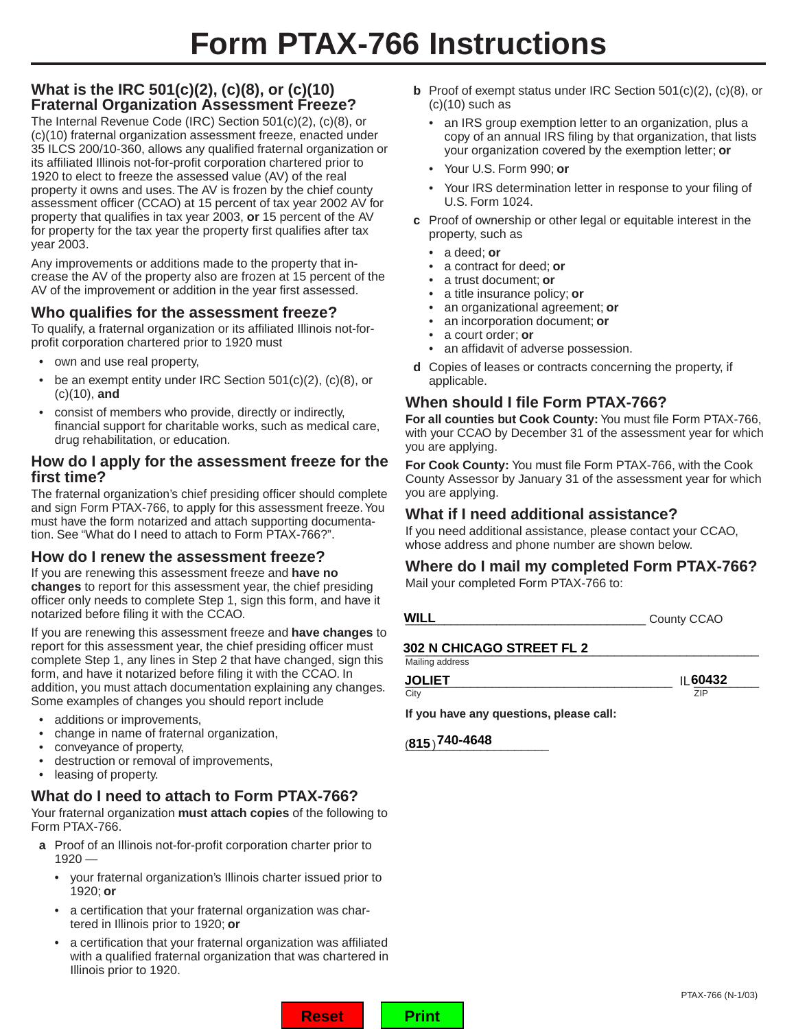# Form PTAX-766 Instructions

## What is the IRC 501(c)(2), (c)(8), or (c)(10) Fraternal Organization Assessment Freeze?

The Internal Revenue Code (IRC) Section 501(c)(2), (c)(8), or (c)(10) fraternal organization assessment freeze, enacted under 35 ILCS 200/10-360, allows any qualified fraternal organization or its affiliated Illinois not-for-profit corporation chartered prior to 1920 to elect to freeze the assessed value (AV) of the real property it owns and uses. The AV is frozen by the chief county assessment officer (CCAO) at 15 percent of tax year 2002 AV for property that qualifies in tax year 2003, **or** 15 percent of the AV for property for the tax year the property first qualifies after tax year 2003.

Any improvements or additions made to the property that increase the AV of the property also are frozen at 15 percent of the AV of the improvement or addition in the year first assessed.

## Who qualifies for the assessment freeze?

To qualify, a fraternal organization or its affiliated Illinois not-for-profit corporation chartered prior to 1920 must

- own and use real property,
- be an exempt entity under IRC Section 501(c)(2), (c)(8), or (c)(10), **and**
- consist of members who provide, directly or indirectly, financial support for charitable works, such as medical care, drug rehabilitation, or education.

## How do I apply for the assessment freeze for the first time?

The fraternal organization's chief presiding officer should complete and sign Form PTAX-766, to apply for this assessment freeze. You must have the form notarized and attach supporting documentation. See "What do I need to attach to Form PTAX-766?".

## How do I renew the assessment freeze?

If you are renewing this assessment freeze and **have no changes** to report for this assessment year, the chief presiding officer only needs to complete Step 1, sign this form, and have it notarized before filing it with the CCAO.

If you are renewing this assessment freeze and **have changes** to report for this assessment year, the chief presiding officer must complete Step 1, any lines in Step 2 that have changed, sign this form, and have it notarized before filing it with the CCAO. In addition, you must attach documentation explaining any changes. Some examples of changes you should report include

- additions or improvements,
- change in name of fraternal organization,
- conveyance of property,
- destruction or removal of improvements,
- leasing of property.

## What do I need to attach to Form PTAX-766?

Your fraternal organization **must attach copies** of the following to Form PTAX-766.

**a** Proof of an Illinois not-for-profit corporation charter prior to 1920 —

- your fraternal organization's Illinois charter issued prior to 1920; **or**
- a certification that your fraternal organization was chartered in Illinois prior to 1920; **or**
- a certification that your fraternal organization was affiliated with a qualified fraternal organization that was chartered in Illinois prior to 1920.

**b** Proof of exempt status under IRC Section 501(c)(2), (c)(8), or (c)(10) such as

- an IRS group exemption letter to an organization, plus a copy of an annual IRS filing by that organization, that lists your organization covered by the exemption letter; **or**
- Your U.S. Form 990; **or**
- Your IRS determination letter in response to your filing of U.S. Form 1024.

**c** Proof of ownership or other legal or equitable interest in the property, such as

- a deed; **or**
- a contract for deed; **or**
- a trust document; **or**
- a title insurance policy; **or**
- an organizational agreement; **or**
- an incorporation document; **or**
- a court order; **or**
- an affidavit of adverse possession.

**d** Copies of leases or contracts concerning the property, if applicable.

## When should I file Form PTAX-766?

**For all counties but Cook County:** You must file Form PTAX-766, with your CCAO by December 31 of the assessment year for which you are applying.

**For Cook County:** You must file Form PTAX-766, with the Cook County Assessor by January 31 of the assessment year for which you are applying.

## What if I need additional assistance?

If you need additional assistance, please contact your CCAO, whose address and phone number are shown below.

## Where do I mail my completed Form PTAX-766?

Mail your completed Form PTAX-766 to:

**WILL** County CCAO

**302 N CHICAGO STREET FL 2**
Mailing address

**JOLIET** IL **60432**
City ZIP

**If you have any questions, please call:**

(**815**) **740-4648**

PTAX-766 (N-1/03)